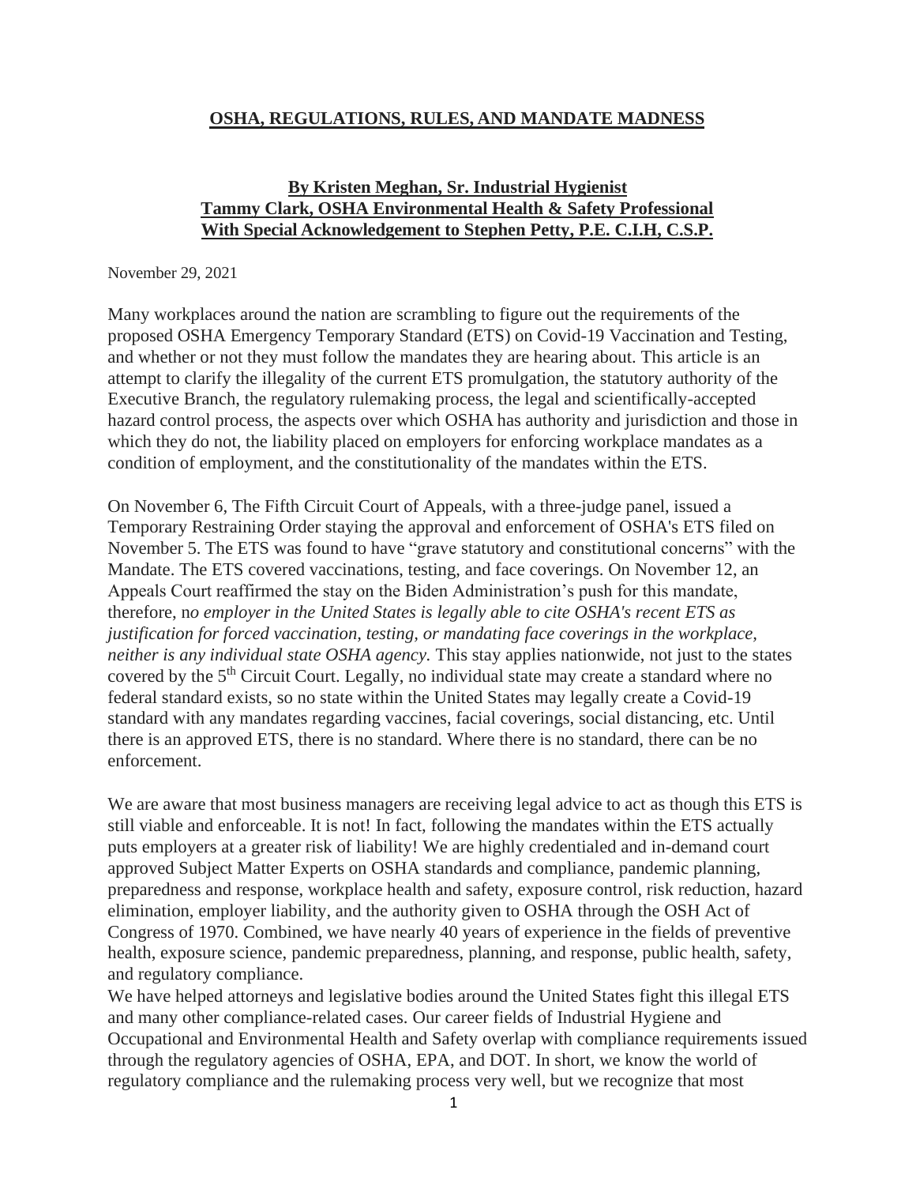# OSHA, REGULATIONS, RULES, AND MANDATE MADNESS

**By Kristen Meghan, Sr. Industrial Hygienist**
**Tammy Clark, OSHA Environmental Health & Safety Professional**
**With Special Acknowledgement to Stephen Petty, P.E. C.I.H, C.S.P.**

November 29, 2021

Many workplaces around the nation are scrambling to figure out the requirements of the proposed OSHA Emergency Temporary Standard (ETS) on Covid-19 Vaccination and Testing, and whether or not they must follow the mandates they are hearing about. This article is an attempt to clarify the illegality of the current ETS promulgation, the statutory authority of the Executive Branch, the regulatory rulemaking process, the legal and scientifically-accepted hazard control process, the aspects over which OSHA has authority and jurisdiction and those in which they do not, the liability placed on employers for enforcing workplace mandates as a condition of employment, and the constitutionality of the mandates within the ETS.

On November 6, The Fifth Circuit Court of Appeals, with a three-judge panel, issued a Temporary Restraining Order staying the approval and enforcement of OSHA's ETS filed on November 5. The ETS was found to have "grave statutory and constitutional concerns" with the Mandate. The ETS covered vaccinations, testing, and face coverings. On November 12, an Appeals Court reaffirmed the stay on the Biden Administration's push for this mandate, therefore, n*o employer in the United States is legally able to cite OSHA's recent ETS as justification for forced vaccination, testing, or mandating face coverings in the workplace, neither is any individual state OSHA agency.* This stay applies nationwide, not just to the states covered by the 5th Circuit Court. Legally, no individual state may create a standard where no federal standard exists, so no state within the United States may legally create a Covid-19 standard with any mandates regarding vaccines, facial coverings, social distancing, etc. Until there is an approved ETS, there is no standard. Where there is no standard, there can be no enforcement.

We are aware that most business managers are receiving legal advice to act as though this ETS is still viable and enforceable. It is not! In fact, following the mandates within the ETS actually puts employers at a greater risk of liability! We are highly credentialed and in-demand court approved Subject Matter Experts on OSHA standards and compliance, pandemic planning, preparedness and response, workplace health and safety, exposure control, risk reduction, hazard elimination, employer liability, and the authority given to OSHA through the OSH Act of Congress of 1970. Combined, we have nearly 40 years of experience in the fields of preventive health, exposure science, pandemic preparedness, planning, and response, public health, safety, and regulatory compliance.

We have helped attorneys and legislative bodies around the United States fight this illegal ETS and many other compliance-related cases. Our career fields of Industrial Hygiene and Occupational and Environmental Health and Safety overlap with compliance requirements issued through the regulatory agencies of OSHA, EPA, and DOT. In short, we know the world of regulatory compliance and the rulemaking process very well, but we recognize that most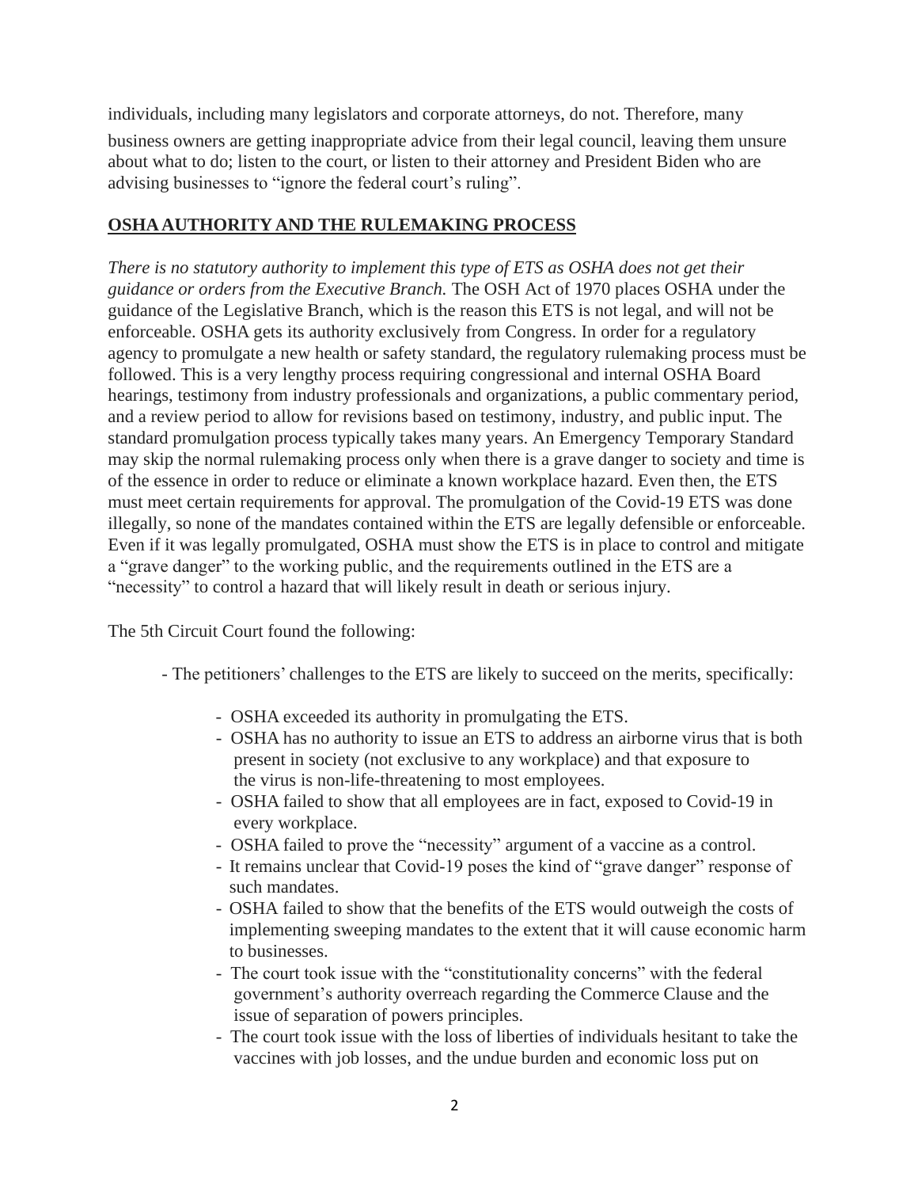individuals, including many legislators and corporate attorneys, do not. Therefore, many business owners are getting inappropriate advice from their legal council, leaving them unsure about what to do; listen to the court, or listen to their attorney and President Biden who are advising businesses to "ignore the federal court's ruling".

## **OSHA AUTHORITY AND THE RULEMAKING PROCESS**

*There is no statutory authority to implement this type of ETS as OSHA does not get their guidance or orders from the Executive Branch.* The OSH Act of 1970 places OSHA under the guidance of the Legislative Branch, which is the reason this ETS is not legal, and will not be enforceable. OSHA gets its authority exclusively from Congress. In order for a regulatory agency to promulgate a new health or safety standard, the regulatory rulemaking process must be followed. This is a very lengthy process requiring congressional and internal OSHA Board hearings, testimony from industry professionals and organizations, a public commentary period, and a review period to allow for revisions based on testimony, industry, and public input. The standard promulgation process typically takes many years. An Emergency Temporary Standard may skip the normal rulemaking process only when there is a grave danger to society and time is of the essence in order to reduce or eliminate a known workplace hazard. Even then, the ETS must meet certain requirements for approval. The promulgation of the Covid-19 ETS was done illegally, so none of the mandates contained within the ETS are legally defensible or enforceable. Even if it was legally promulgated, OSHA must show the ETS is in place to control and mitigate a "grave danger" to the working public, and the requirements outlined in the ETS are a "necessity" to control a hazard that will likely result in death or serious injury.

The 5th Circuit Court found the following:

- The petitioners' challenges to the ETS are likely to succeed on the merits, specifically:
  - OSHA exceeded its authority in promulgating the ETS.
  - OSHA has no authority to issue an ETS to address an airborne virus that is both present in society (not exclusive to any workplace) and that exposure to the virus is non-life-threatening to most employees.
  - OSHA failed to show that all employees are in fact, exposed to Covid-19 in every workplace.
  - OSHA failed to prove the "necessity" argument of a vaccine as a control.
  - It remains unclear that Covid-19 poses the kind of "grave danger" response of such mandates.
  - OSHA failed to show that the benefits of the ETS would outweigh the costs of implementing sweeping mandates to the extent that it will cause economic harm to businesses.
  - The court took issue with the "constitutionality concerns" with the federal government's authority overreach regarding the Commerce Clause and the issue of separation of powers principles.
  - The court took issue with the loss of liberties of individuals hesitant to take the vaccines with job losses, and the undue burden and economic loss put on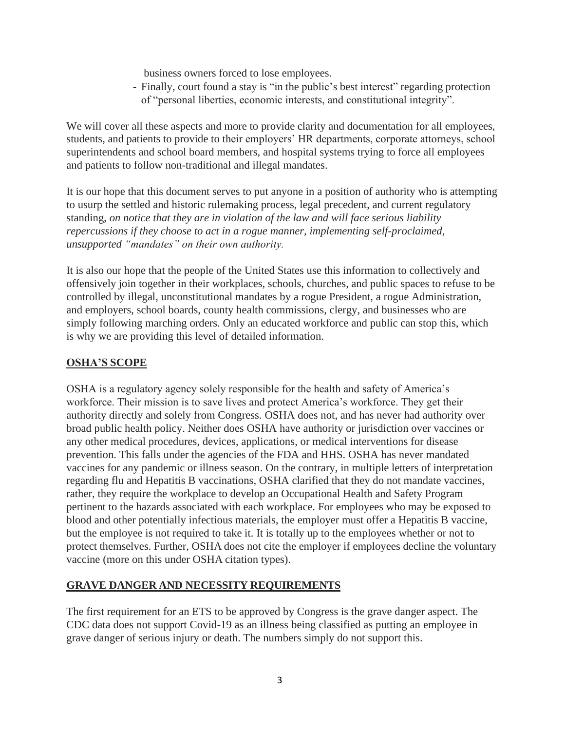business owners forced to lose employees.

- Finally, court found a stay is "in the public's best interest" regarding protection of "personal liberties, economic interests, and constitutional integrity".

We will cover all these aspects and more to provide clarity and documentation for all employees, students, and patients to provide to their employers' HR departments, corporate attorneys, school superintendents and school board members, and hospital systems trying to force all employees and patients to follow non-traditional and illegal mandates.

It is our hope that this document serves to put anyone in a position of authority who is attempting to usurp the settled and historic rulemaking process, legal precedent, and current regulatory standing, *on notice that they are in violation of the law and will face serious liability repercussions if they choose to act in a rogue manner, implementing self-proclaimed, unsupported "mandates" on their own authority.*

It is also our hope that the people of the United States use this information to collectively and offensively join together in their workplaces, schools, churches, and public spaces to refuse to be controlled by illegal, unconstitutional mandates by a rogue President, a rogue Administration, and employers, school boards, county health commissions, clergy, and businesses who are simply following marching orders. Only an educated workforce and public can stop this, which is why we are providing this level of detailed information.

## OSHA'S SCOPE

OSHA is a regulatory agency solely responsible for the health and safety of America's workforce. Their mission is to save lives and protect America's workforce. They get their authority directly and solely from Congress. OSHA does not, and has never had authority over broad public health policy. Neither does OSHA have authority or jurisdiction over vaccines or any other medical procedures, devices, applications, or medical interventions for disease prevention. This falls under the agencies of the FDA and HHS. OSHA has never mandated vaccines for any pandemic or illness season. On the contrary, in multiple letters of interpretation regarding flu and Hepatitis B vaccinations, OSHA clarified that they do not mandate vaccines, rather, they require the workplace to develop an Occupational Health and Safety Program pertinent to the hazards associated with each workplace. For employees who may be exposed to blood and other potentially infectious materials, the employer must offer a Hepatitis B vaccine, but the employee is not required to take it. It is totally up to the employees whether or not to protect themselves. Further, OSHA does not cite the employer if employees decline the voluntary vaccine (more on this under OSHA citation types).

## GRAVE DANGER AND NECESSITY REQUIREMENTS

The first requirement for an ETS to be approved by Congress is the grave danger aspect. The CDC data does not support Covid-19 as an illness being classified as putting an employee in grave danger of serious injury or death. The numbers simply do not support this.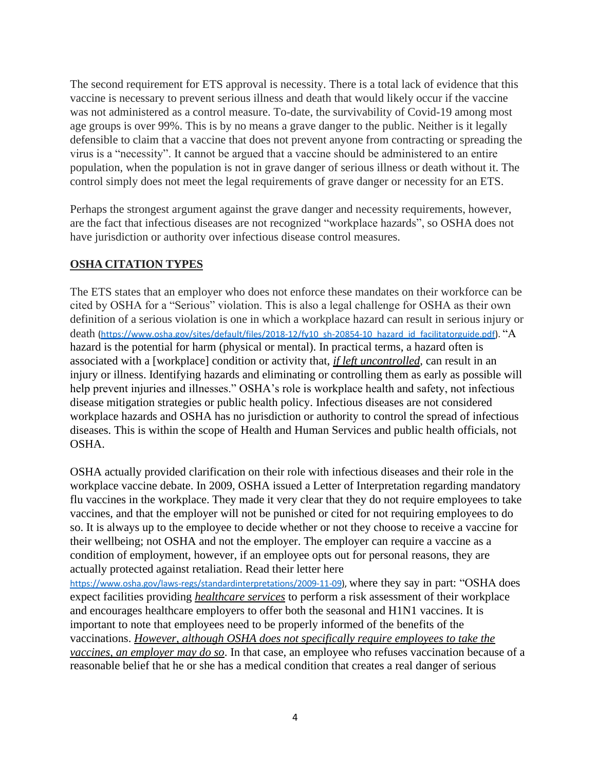The second requirement for ETS approval is necessity. There is a total lack of evidence that this vaccine is necessary to prevent serious illness and death that would likely occur if the vaccine was not administered as a control measure. To-date, the survivability of Covid-19 among most age groups is over 99%. This is by no means a grave danger to the public. Neither is it legally defensible to claim that a vaccine that does not prevent anyone from contracting or spreading the virus is a "necessity". It cannot be argued that a vaccine should be administered to an entire population, when the population is not in grave danger of serious illness or death without it. The control simply does not meet the legal requirements of grave danger or necessity for an ETS.

Perhaps the strongest argument against the grave danger and necessity requirements, however, are the fact that infectious diseases are not recognized "workplace hazards", so OSHA does not have jurisdiction or authority over infectious disease control measures.

## **OSHA CITATION TYPES**

The ETS states that an employer who does not enforce these mandates on their workforce can be cited by OSHA for a "Serious" violation. This is also a legal challenge for OSHA as their own definition of a serious violation is one in which a workplace hazard can result in serious injury or death (https://www.osha.gov/sites/default/files/2018-12/fy10_sh-20854-10_hazard_id_facilitatorguide.pdf). "A hazard is the potential for harm (physical or mental). In practical terms, a hazard often is associated with a [workplace] condition or activity that, ***if left uncontrolled***, can result in an injury or illness. Identifying hazards and eliminating or controlling them as early as possible will help prevent injuries and illnesses." OSHA's role is workplace health and safety, not infectious disease mitigation strategies or public health policy. Infectious diseases are not considered workplace hazards and OSHA has no jurisdiction or authority to control the spread of infectious diseases. This is within the scope of Health and Human Services and public health officials, not OSHA.

OSHA actually provided clarification on their role with infectious diseases and their role in the workplace vaccine debate. In 2009, OSHA issued a Letter of Interpretation regarding mandatory flu vaccines in the workplace. They made it very clear that they do not require employees to take vaccines, and that the employer will not be punished or cited for not requiring employees to do so. It is always up to the employee to decide whether or not they choose to receive a vaccine for their wellbeing; not OSHA and not the employer. The employer can require a vaccine as a condition of employment, however, if an employee opts out for personal reasons, they are actually protected against retaliation. Read their letter here https://www.osha.gov/laws-regs/standardinterpretations/2009-11-09), where they say in part: "OSHA does expect facilities providing *healthcare services* to perform a risk assessment of their workplace and encourages healthcare employers to offer both the seasonal and H1N1 vaccines. It is important to note that employees need to be properly informed of the benefits of the vaccinations. *However, although OSHA does not specifically require employees to take the vaccines, an employer may do so*. In that case, an employee who refuses vaccination because of a reasonable belief that he or she has a medical condition that creates a real danger of serious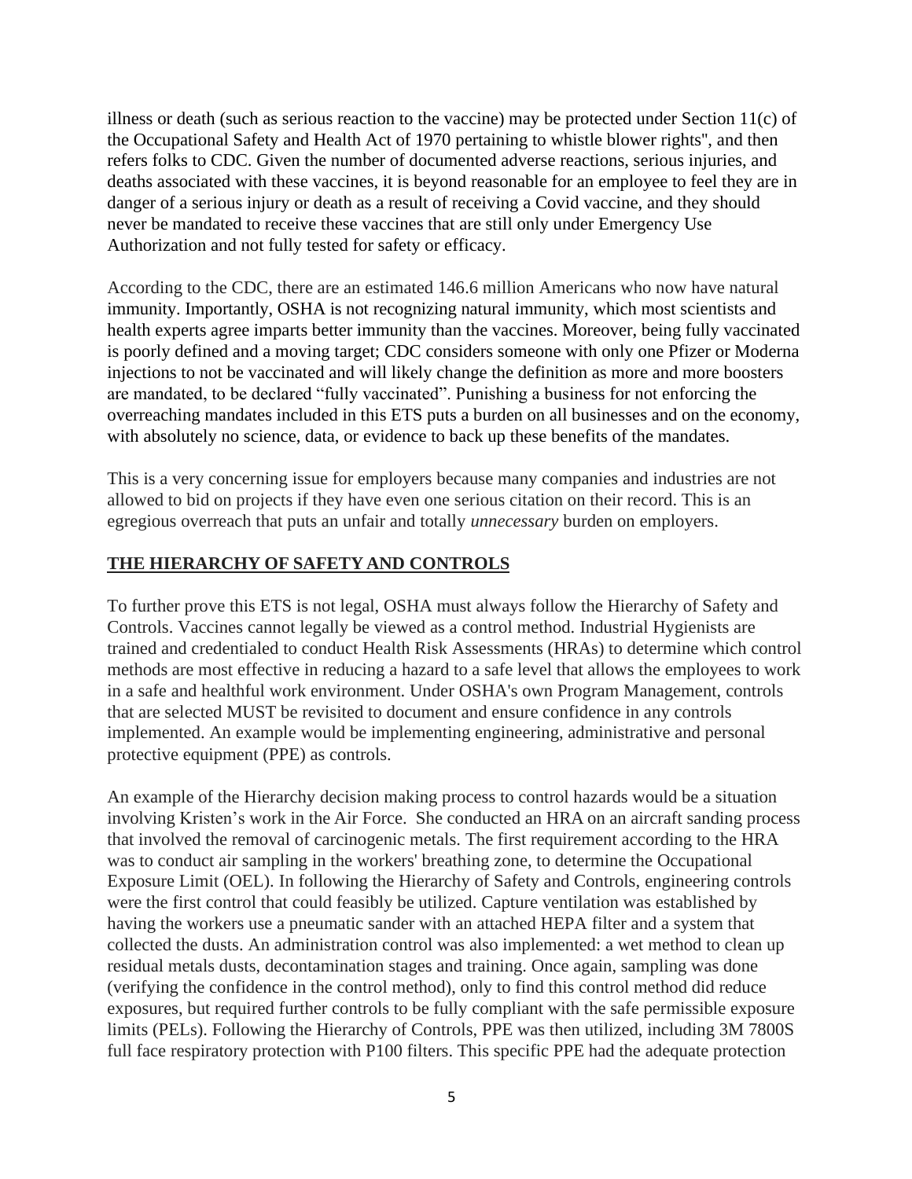illness or death (such as serious reaction to the vaccine) may be protected under Section 11(c) of the Occupational Safety and Health Act of 1970 pertaining to whistle blower rights", and then refers folks to CDC. Given the number of documented adverse reactions, serious injuries, and deaths associated with these vaccines, it is beyond reasonable for an employee to feel they are in danger of a serious injury or death as a result of receiving a Covid vaccine, and they should never be mandated to receive these vaccines that are still only under Emergency Use Authorization and not fully tested for safety or efficacy.

According to the CDC, there are an estimated 146.6 million Americans who now have natural immunity. Importantly, OSHA is not recognizing natural immunity, which most scientists and health experts agree imparts better immunity than the vaccines. Moreover, being fully vaccinated is poorly defined and a moving target; CDC considers someone with only one Pfizer or Moderna injections to not be vaccinated and will likely change the definition as more and more boosters are mandated, to be declared "fully vaccinated". Punishing a business for not enforcing the overreaching mandates included in this ETS puts a burden on all businesses and on the economy, with absolutely no science, data, or evidence to back up these benefits of the mandates.

This is a very concerning issue for employers because many companies and industries are not allowed to bid on projects if they have even one serious citation on their record. This is an egregious overreach that puts an unfair and totally *unnecessary* burden on employers.

## THE HIERARCHY OF SAFETY AND CONTROLS

To further prove this ETS is not legal, OSHA must always follow the Hierarchy of Safety and Controls. Vaccines cannot legally be viewed as a control method. Industrial Hygienists are trained and credentialed to conduct Health Risk Assessments (HRAs) to determine which control methods are most effective in reducing a hazard to a safe level that allows the employees to work in a safe and healthful work environment. Under OSHA's own Program Management, controls that are selected MUST be revisited to document and ensure confidence in any controls implemented. An example would be implementing engineering, administrative and personal protective equipment (PPE) as controls.

An example of the Hierarchy decision making process to control hazards would be a situation involving Kristen's work in the Air Force. She conducted an HRA on an aircraft sanding process that involved the removal of carcinogenic metals. The first requirement according to the HRA was to conduct air sampling in the workers' breathing zone, to determine the Occupational Exposure Limit (OEL). In following the Hierarchy of Safety and Controls, engineering controls were the first control that could feasibly be utilized. Capture ventilation was established by having the workers use a pneumatic sander with an attached HEPA filter and a system that collected the dusts. An administration control was also implemented: a wet method to clean up residual metals dusts, decontamination stages and training. Once again, sampling was done (verifying the confidence in the control method), only to find this control method did reduce exposures, but required further controls to be fully compliant with the safe permissible exposure limits (PELs). Following the Hierarchy of Controls, PPE was then utilized, including 3M 7800S full face respiratory protection with P100 filters. This specific PPE had the adequate protection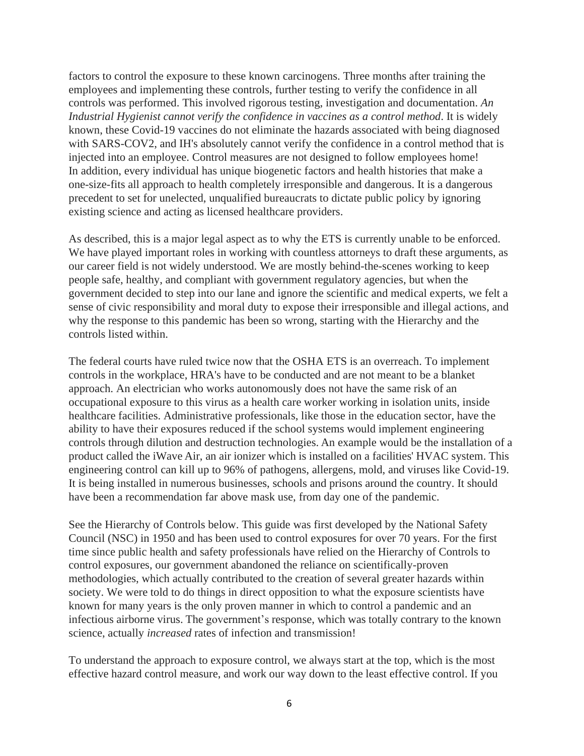factors to control the exposure to these known carcinogens. Three months after training the employees and implementing these controls, further testing to verify the confidence in all controls was performed. This involved rigorous testing, investigation and documentation. *An Industrial Hygienist cannot verify the confidence in vaccines as a control method*. It is widely known, these Covid-19 vaccines do not eliminate the hazards associated with being diagnosed with SARS-COV2, and IH's absolutely cannot verify the confidence in a control method that is injected into an employee. Control measures are not designed to follow employees home! In addition, every individual has unique biogenetic factors and health histories that make a one-size-fits all approach to health completely irresponsible and dangerous. It is a dangerous precedent to set for unelected, unqualified bureaucrats to dictate public policy by ignoring existing science and acting as licensed healthcare providers.

As described, this is a major legal aspect as to why the ETS is currently unable to be enforced. We have played important roles in working with countless attorneys to draft these arguments, as our career field is not widely understood. We are mostly behind-the-scenes working to keep people safe, healthy, and compliant with government regulatory agencies, but when the government decided to step into our lane and ignore the scientific and medical experts, we felt a sense of civic responsibility and moral duty to expose their irresponsible and illegal actions, and why the response to this pandemic has been so wrong, starting with the Hierarchy and the controls listed within.

The federal courts have ruled twice now that the OSHA ETS is an overreach. To implement controls in the workplace, HRA's have to be conducted and are not meant to be a blanket approach. An electrician who works autonomously does not have the same risk of an occupational exposure to this virus as a health care worker working in isolation units, inside healthcare facilities. Administrative professionals, like those in the education sector, have the ability to have their exposures reduced if the school systems would implement engineering controls through dilution and destruction technologies. An example would be the installation of a product called the iWave Air, an air ionizer which is installed on a facilities' HVAC system. This engineering control can kill up to 96% of pathogens, allergens, mold, and viruses like Covid-19. It is being installed in numerous businesses, schools and prisons around the country. It should have been a recommendation far above mask use, from day one of the pandemic.

See the Hierarchy of Controls below. This guide was first developed by the National Safety Council (NSC) in 1950 and has been used to control exposures for over 70 years. For the first time since public health and safety professionals have relied on the Hierarchy of Controls to control exposures, our government abandoned the reliance on scientifically-proven methodologies, which actually contributed to the creation of several greater hazards within society. We were told to do things in direct opposition to what the exposure scientists have known for many years is the only proven manner in which to control a pandemic and an infectious airborne virus. The government's response, which was totally contrary to the known science, actually *increased* rates of infection and transmission!

To understand the approach to exposure control, we always start at the top, which is the most effective hazard control measure, and work our way down to the least effective control. If you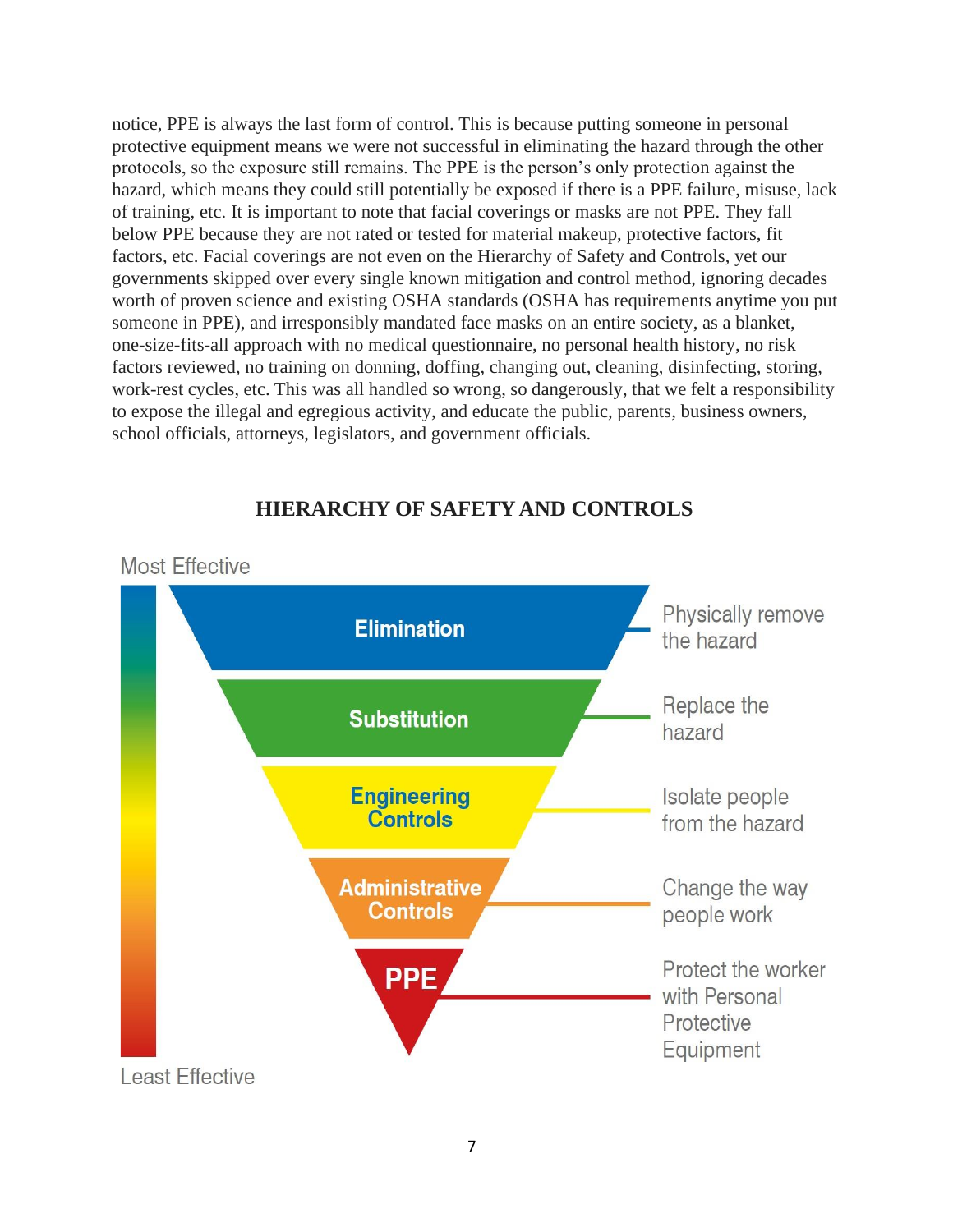notice, PPE is always the last form of control. This is because putting someone in personal protective equipment means we were not successful in eliminating the hazard through the other protocols, so the exposure still remains. The PPE is the person's only protection against the hazard, which means they could still potentially be exposed if there is a PPE failure, misuse, lack of training, etc. It is important to note that facial coverings or masks are not PPE. They fall below PPE because they are not rated or tested for material makeup, protective factors, fit factors, etc. Facial coverings are not even on the Hierarchy of Safety and Controls, yet our governments skipped over every single known mitigation and control method, ignoring decades worth of proven science and existing OSHA standards (OSHA has requirements anytime you put someone in PPE), and irresponsibly mandated face masks on an entire society, as a blanket, one-size-fits-all approach with no medical questionnaire, no personal health history, no risk factors reviewed, no training on donning, doffing, changing out, cleaning, disinfecting, storing, work-rest cycles, etc. This was all handled so wrong, so dangerously, that we felt a responsibility to expose the illegal and egregious activity, and educate the public, parents, business owners, school officials, attorneys, legislators, and government officials.

## HIERARCHY OF SAFETY AND CONTROLS

Most Effective

| Control | Description |
| --- | --- |
| Elimination | Physically remove the hazard |
| Substitution | Replace the hazard |
| Engineering Controls | Isolate people from the hazard |
| Administrative Controls | Change the way people work |
| PPE | Protect the worker with Personal Protective Equipment |

Least Effective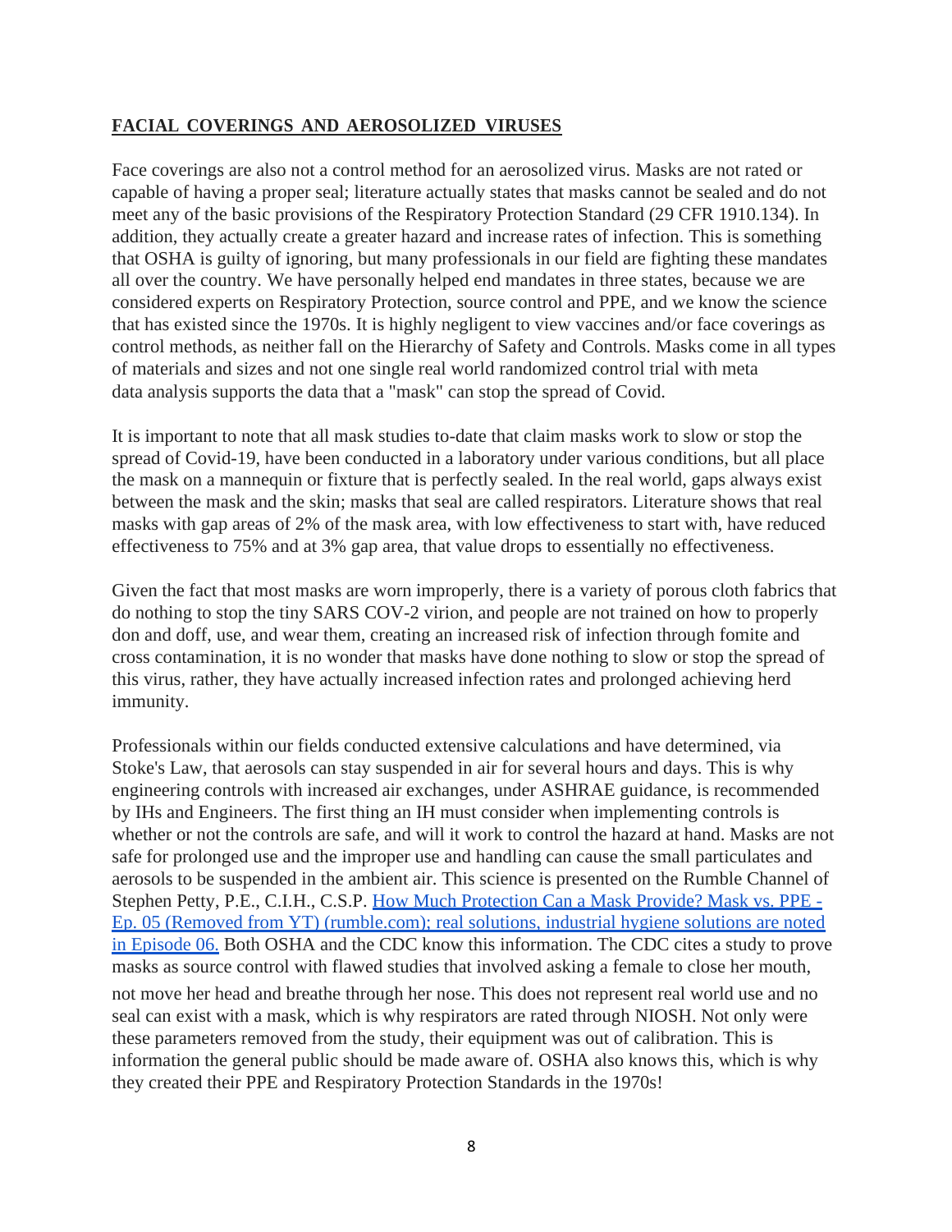**FACIAL COVERINGS AND AEROSOLIZED VIRUSES**

Face coverings are also not a control method for an aerosolized virus. Masks are not rated or capable of having a proper seal; literature actually states that masks cannot be sealed and do not meet any of the basic provisions of the Respiratory Protection Standard (29 CFR 1910.134). In addition, they actually create a greater hazard and increase rates of infection. This is something that OSHA is guilty of ignoring, but many professionals in our field are fighting these mandates all over the country. We have personally helped end mandates in three states, because we are considered experts on Respiratory Protection, source control and PPE, and we know the science that has existed since the 1970s. It is highly negligent to view vaccines and/or face coverings as control methods, as neither fall on the Hierarchy of Safety and Controls. Masks come in all types of materials and sizes and not one single real world randomized control trial with meta data analysis supports the data that a "mask" can stop the spread of Covid.

It is important to note that all mask studies to-date that claim masks work to slow or stop the spread of Covid-19, have been conducted in a laboratory under various conditions, but all place the mask on a mannequin or fixture that is perfectly sealed. In the real world, gaps always exist between the mask and the skin; masks that seal are called respirators. Literature shows that real masks with gap areas of 2% of the mask area, with low effectiveness to start with, have reduced effectiveness to 75% and at 3% gap area, that value drops to essentially no effectiveness.

Given the fact that most masks are worn improperly, there is a variety of porous cloth fabrics that do nothing to stop the tiny SARS COV-2 virion, and people are not trained on how to properly don and doff, use, and wear them, creating an increased risk of infection through fomite and cross contamination, it is no wonder that masks have done nothing to slow or stop the spread of this virus, rather, they have actually increased infection rates and prolonged achieving herd immunity.

Professionals within our fields conducted extensive calculations and have determined, via Stoke's Law, that aerosols can stay suspended in air for several hours and days. This is why engineering controls with increased air exchanges, under ASHRAE guidance, is recommended by IHs and Engineers. The first thing an IH must consider when implementing controls is whether or not the controls are safe, and will it work to control the hazard at hand. Masks are not safe for prolonged use and the improper use and handling can cause the small particulates and aerosols to be suspended in the ambient air. This science is presented on the Rumble Channel of Stephen Petty, P.E., C.I.H., C.S.P. [How Much Protection Can a Mask Provide? Mask vs. PPE - Ep. 05 (Removed from YT) (rumble.com); real solutions, industrial hygiene solutions are noted in Episode 06.] Both OSHA and the CDC know this information. The CDC cites a study to prove masks as source control with flawed studies that involved asking a female to close her mouth, not move her head and breathe through her nose. This does not represent real world use and no seal can exist with a mask, which is why respirators are rated through NIOSH. Not only were these parameters removed from the study, their equipment was out of calibration. This is information the general public should be made aware of. OSHA also knows this, which is why they created their PPE and Respiratory Protection Standards in the 1970s!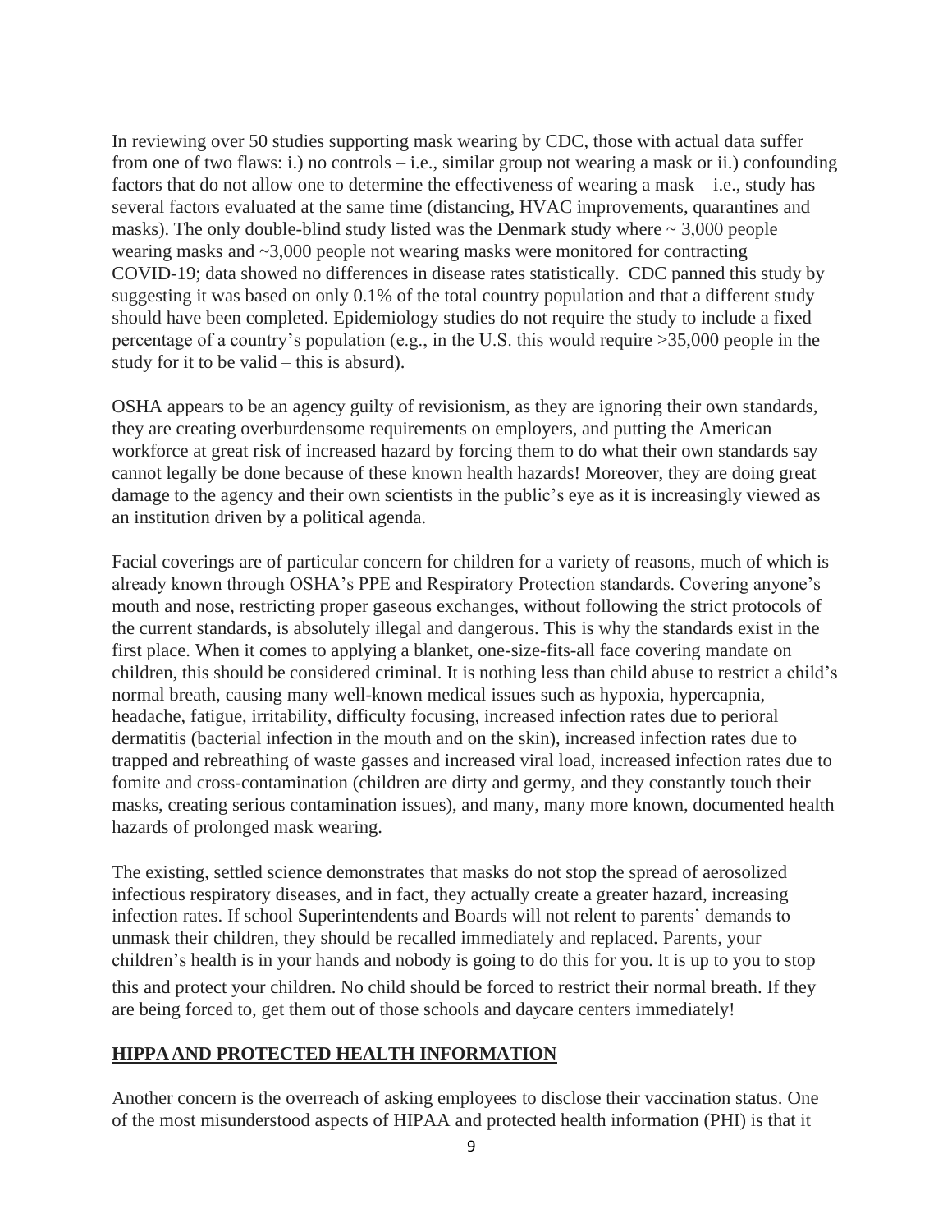In reviewing over 50 studies supporting mask wearing by CDC, those with actual data suffer from one of two flaws: i.) no controls – i.e., similar group not wearing a mask or ii.) confounding factors that do not allow one to determine the effectiveness of wearing a mask – i.e., study has several factors evaluated at the same time (distancing, HVAC improvements, quarantines and masks). The only double-blind study listed was the Denmark study where ~ 3,000 people wearing masks and ~3,000 people not wearing masks were monitored for contracting COVID-19; data showed no differences in disease rates statistically. CDC panned this study by suggesting it was based on only 0.1% of the total country population and that a different study should have been completed. Epidemiology studies do not require the study to include a fixed percentage of a country's population (e.g., in the U.S. this would require >35,000 people in the study for it to be valid – this is absurd).

OSHA appears to be an agency guilty of revisionism, as they are ignoring their own standards, they are creating overburdensome requirements on employers, and putting the American workforce at great risk of increased hazard by forcing them to do what their own standards say cannot legally be done because of these known health hazards! Moreover, they are doing great damage to the agency and their own scientists in the public's eye as it is increasingly viewed as an institution driven by a political agenda.

Facial coverings are of particular concern for children for a variety of reasons, much of which is already known through OSHA's PPE and Respiratory Protection standards. Covering anyone's mouth and nose, restricting proper gaseous exchanges, without following the strict protocols of the current standards, is absolutely illegal and dangerous. This is why the standards exist in the first place. When it comes to applying a blanket, one-size-fits-all face covering mandate on children, this should be considered criminal. It is nothing less than child abuse to restrict a child's normal breath, causing many well-known medical issues such as hypoxia, hypercapnia, headache, fatigue, irritability, difficulty focusing, increased infection rates due to perioral dermatitis (bacterial infection in the mouth and on the skin), increased infection rates due to trapped and rebreathing of waste gasses and increased viral load, increased infection rates due to fomite and cross-contamination (children are dirty and germy, and they constantly touch their masks, creating serious contamination issues), and many, many more known, documented health hazards of prolonged mask wearing.

The existing, settled science demonstrates that masks do not stop the spread of aerosolized infectious respiratory diseases, and in fact, they actually create a greater hazard, increasing infection rates. If school Superintendents and Boards will not relent to parents' demands to unmask their children, they should be recalled immediately and replaced. Parents, your children's health is in your hands and nobody is going to do this for you. It is up to you to stop this and protect your children. No child should be forced to restrict their normal breath. If they are being forced to, get them out of those schools and daycare centers immediately!

## HIPPA AND PROTECTED HEALTH INFORMATION

Another concern is the overreach of asking employees to disclose their vaccination status. One of the most misunderstood aspects of HIPAA and protected health information (PHI) is that it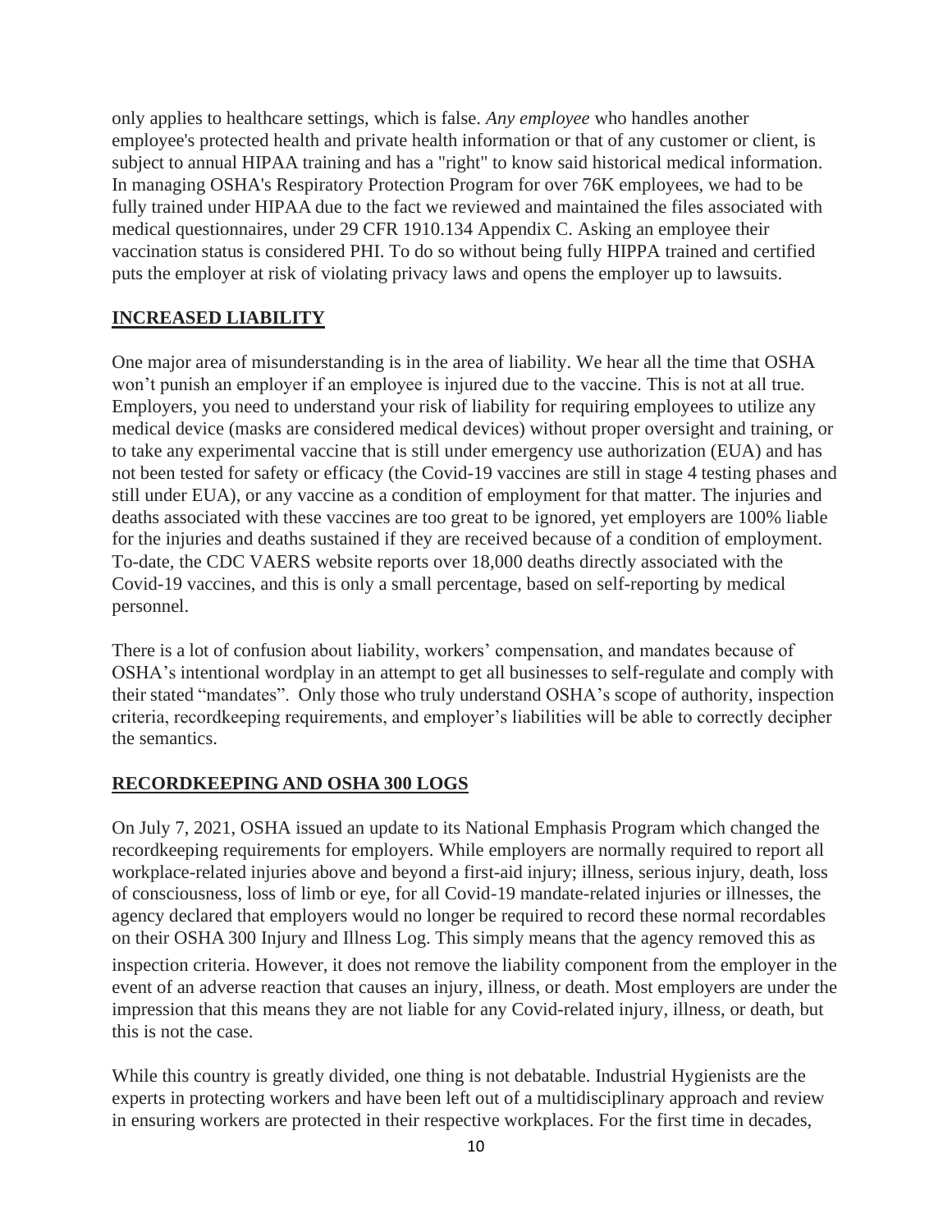only applies to healthcare settings, which is false. *Any employee* who handles another employee's protected health and private health information or that of any customer or client, is subject to annual HIPAA training and has a "right" to know said historical medical information. In managing OSHA's Respiratory Protection Program for over 76K employees, we had to be fully trained under HIPAA due to the fact we reviewed and maintained the files associated with medical questionnaires, under 29 CFR 1910.134 Appendix C. Asking an employee their vaccination status is considered PHI. To do so without being fully HIPPA trained and certified puts the employer at risk of violating privacy laws and opens the employer up to lawsuits.

## INCREASED LIABILITY

One major area of misunderstanding is in the area of liability. We hear all the time that OSHA won't punish an employer if an employee is injured due to the vaccine. This is not at all true. Employers, you need to understand your risk of liability for requiring employees to utilize any medical device (masks are considered medical devices) without proper oversight and training, or to take any experimental vaccine that is still under emergency use authorization (EUA) and has not been tested for safety or efficacy (the Covid-19 vaccines are still in stage 4 testing phases and still under EUA), or any vaccine as a condition of employment for that matter. The injuries and deaths associated with these vaccines are too great to be ignored, yet employers are 100% liable for the injuries and deaths sustained if they are received because of a condition of employment. To-date, the CDC VAERS website reports over 18,000 deaths directly associated with the Covid-19 vaccines, and this is only a small percentage, based on self-reporting by medical personnel.

There is a lot of confusion about liability, workers' compensation, and mandates because of OSHA's intentional wordplay in an attempt to get all businesses to self-regulate and comply with their stated "mandates". Only those who truly understand OSHA's scope of authority, inspection criteria, recordkeeping requirements, and employer's liabilities will be able to correctly decipher the semantics.

## RECORDKEEPING AND OSHA 300 LOGS

On July 7, 2021, OSHA issued an update to its National Emphasis Program which changed the recordkeeping requirements for employers. While employers are normally required to report all workplace-related injuries above and beyond a first-aid injury; illness, serious injury, death, loss of consciousness, loss of limb or eye, for all Covid-19 mandate-related injuries or illnesses, the agency declared that employers would no longer be required to record these normal recordables on their OSHA 300 Injury and Illness Log. This simply means that the agency removed this as inspection criteria. However, it does not remove the liability component from the employer in the event of an adverse reaction that causes an injury, illness, or death. Most employers are under the impression that this means they are not liable for any Covid-related injury, illness, or death, but this is not the case.

While this country is greatly divided, one thing is not debatable. Industrial Hygienists are the experts in protecting workers and have been left out of a multidisciplinary approach and review in ensuring workers are protected in their respective workplaces. For the first time in decades,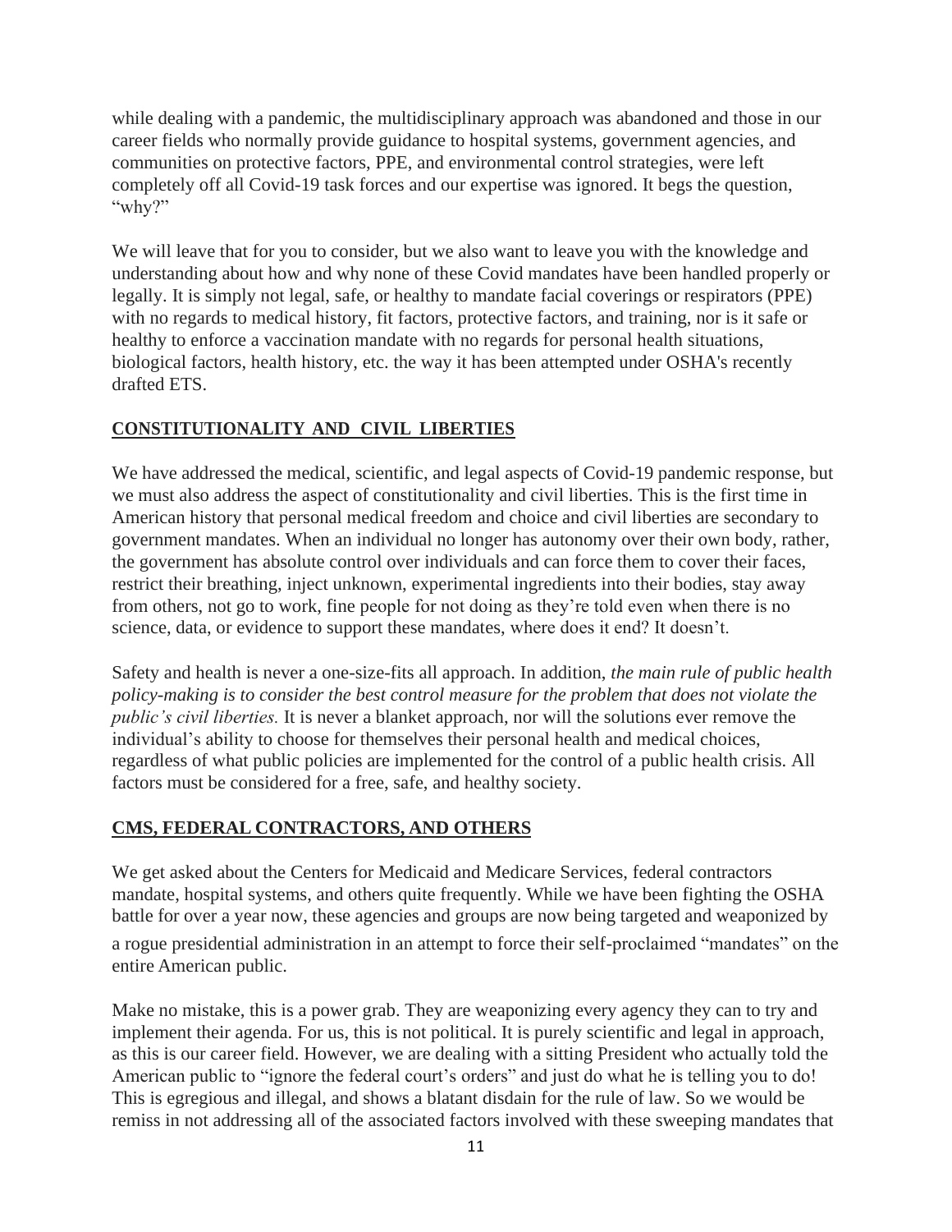while dealing with a pandemic, the multidisciplinary approach was abandoned and those in our career fields who normally provide guidance to hospital systems, government agencies, and communities on protective factors, PPE, and environmental control strategies, were left completely off all Covid-19 task forces and our expertise was ignored. It begs the question, "why?"

We will leave that for you to consider, but we also want to leave you with the knowledge and understanding about how and why none of these Covid mandates have been handled properly or legally. It is simply not legal, safe, or healthy to mandate facial coverings or respirators (PPE) with no regards to medical history, fit factors, protective factors, and training, nor is it safe or healthy to enforce a vaccination mandate with no regards for personal health situations, biological factors, health history, etc. the way it has been attempted under OSHA's recently drafted ETS.

## CONSTITUTIONALITY AND CIVIL LIBERTIES

We have addressed the medical, scientific, and legal aspects of Covid-19 pandemic response, but we must also address the aspect of constitutionality and civil liberties. This is the first time in American history that personal medical freedom and choice and civil liberties are secondary to government mandates. When an individual no longer has autonomy over their own body, rather, the government has absolute control over individuals and can force them to cover their faces, restrict their breathing, inject unknown, experimental ingredients into their bodies, stay away from others, not go to work, fine people for not doing as they're told even when there is no science, data, or evidence to support these mandates, where does it end? It doesn't.

Safety and health is never a one-size-fits all approach. In addition, *the main rule of public health policy-making is to consider the best control measure for the problem that does not violate the public's civil liberties.* It is never a blanket approach, nor will the solutions ever remove the individual's ability to choose for themselves their personal health and medical choices, regardless of what public policies are implemented for the control of a public health crisis. All factors must be considered for a free, safe, and healthy society.

## CMS, FEDERAL CONTRACTORS, AND OTHERS

We get asked about the Centers for Medicaid and Medicare Services, federal contractors mandate, hospital systems, and others quite frequently. While we have been fighting the OSHA battle for over a year now, these agencies and groups are now being targeted and weaponized by a rogue presidential administration in an attempt to force their self-proclaimed "mandates" on the entire American public.

Make no mistake, this is a power grab. They are weaponizing every agency they can to try and implement their agenda. For us, this is not political. It is purely scientific and legal in approach, as this is our career field. However, we are dealing with a sitting President who actually told the American public to "ignore the federal court's orders" and just do what he is telling you to do! This is egregious and illegal, and shows a blatant disdain for the rule of law. So we would be remiss in not addressing all of the associated factors involved with these sweeping mandates that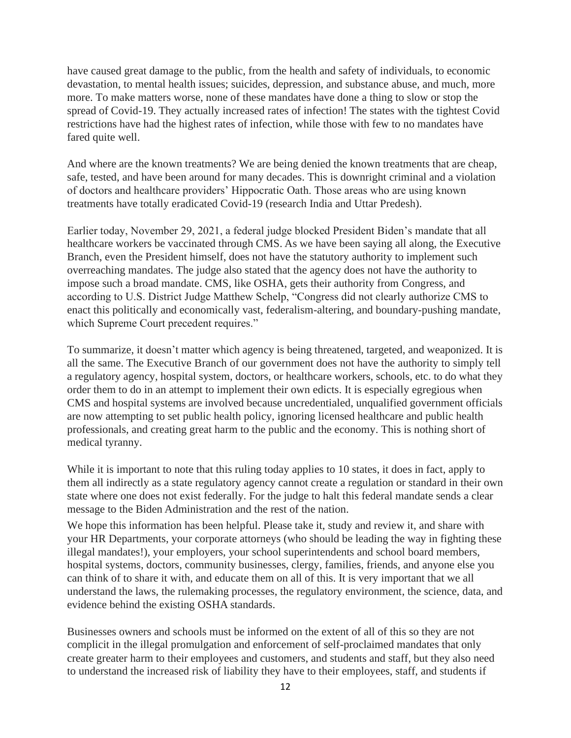have caused great damage to the public, from the health and safety of individuals, to economic devastation, to mental health issues; suicides, depression, and substance abuse, and much, more more. To make matters worse, none of these mandates have done a thing to slow or stop the spread of Covid-19. They actually increased rates of infection! The states with the tightest Covid restrictions have had the highest rates of infection, while those with few to no mandates have fared quite well.

And where are the known treatments? We are being denied the known treatments that are cheap, safe, tested, and have been around for many decades. This is downright criminal and a violation of doctors and healthcare providers' Hippocratic Oath. Those areas who are using known treatments have totally eradicated Covid-19 (research India and Uttar Predesh).

Earlier today, November 29, 2021, a federal judge blocked President Biden's mandate that all healthcare workers be vaccinated through CMS. As we have been saying all along, the Executive Branch, even the President himself, does not have the statutory authority to implement such overreaching mandates. The judge also stated that the agency does not have the authority to impose such a broad mandate. CMS, like OSHA, gets their authority from Congress, and according to U.S. District Judge Matthew Schelp, "Congress did not clearly authorize CMS to enact this politically and economically vast, federalism-altering, and boundary-pushing mandate, which Supreme Court precedent requires."

To summarize, it doesn't matter which agency is being threatened, targeted, and weaponized. It is all the same. The Executive Branch of our government does not have the authority to simply tell a regulatory agency, hospital system, doctors, or healthcare workers, schools, etc. to do what they order them to do in an attempt to implement their own edicts. It is especially egregious when CMS and hospital systems are involved because uncredentialed, unqualified government officials are now attempting to set public health policy, ignoring licensed healthcare and public health professionals, and creating great harm to the public and the economy. This is nothing short of medical tyranny.

While it is important to note that this ruling today applies to 10 states, it does in fact, apply to them all indirectly as a state regulatory agency cannot create a regulation or standard in their own state where one does not exist federally. For the judge to halt this federal mandate sends a clear message to the Biden Administration and the rest of the nation.

We hope this information has been helpful. Please take it, study and review it, and share with your HR Departments, your corporate attorneys (who should be leading the way in fighting these illegal mandates!), your employers, your school superintendents and school board members, hospital systems, doctors, community businesses, clergy, families, friends, and anyone else you can think of to share it with, and educate them on all of this. It is very important that we all understand the laws, the rulemaking processes, the regulatory environment, the science, data, and evidence behind the existing OSHA standards.

Businesses owners and schools must be informed on the extent of all of this so they are not complicit in the illegal promulgation and enforcement of self-proclaimed mandates that only create greater harm to their employees and customers, and students and staff, but they also need to understand the increased risk of liability they have to their employees, staff, and students if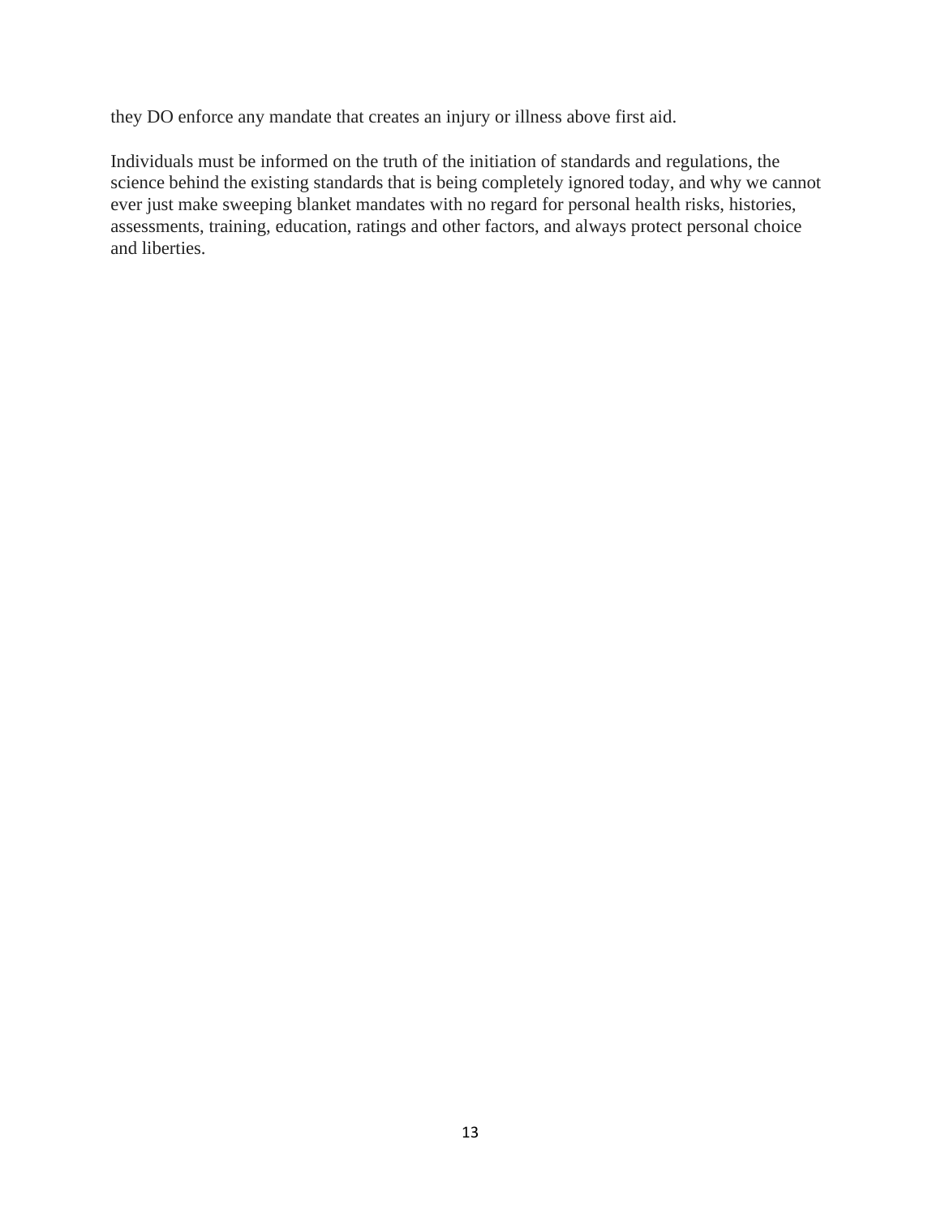they DO enforce any mandate that creates an injury or illness above first aid.

Individuals must be informed on the truth of the initiation of standards and regulations, the science behind the existing standards that is being completely ignored today, and why we cannot ever just make sweeping blanket mandates with no regard for personal health risks, histories, assessments, training, education, ratings and other factors, and always protect personal choice and liberties.